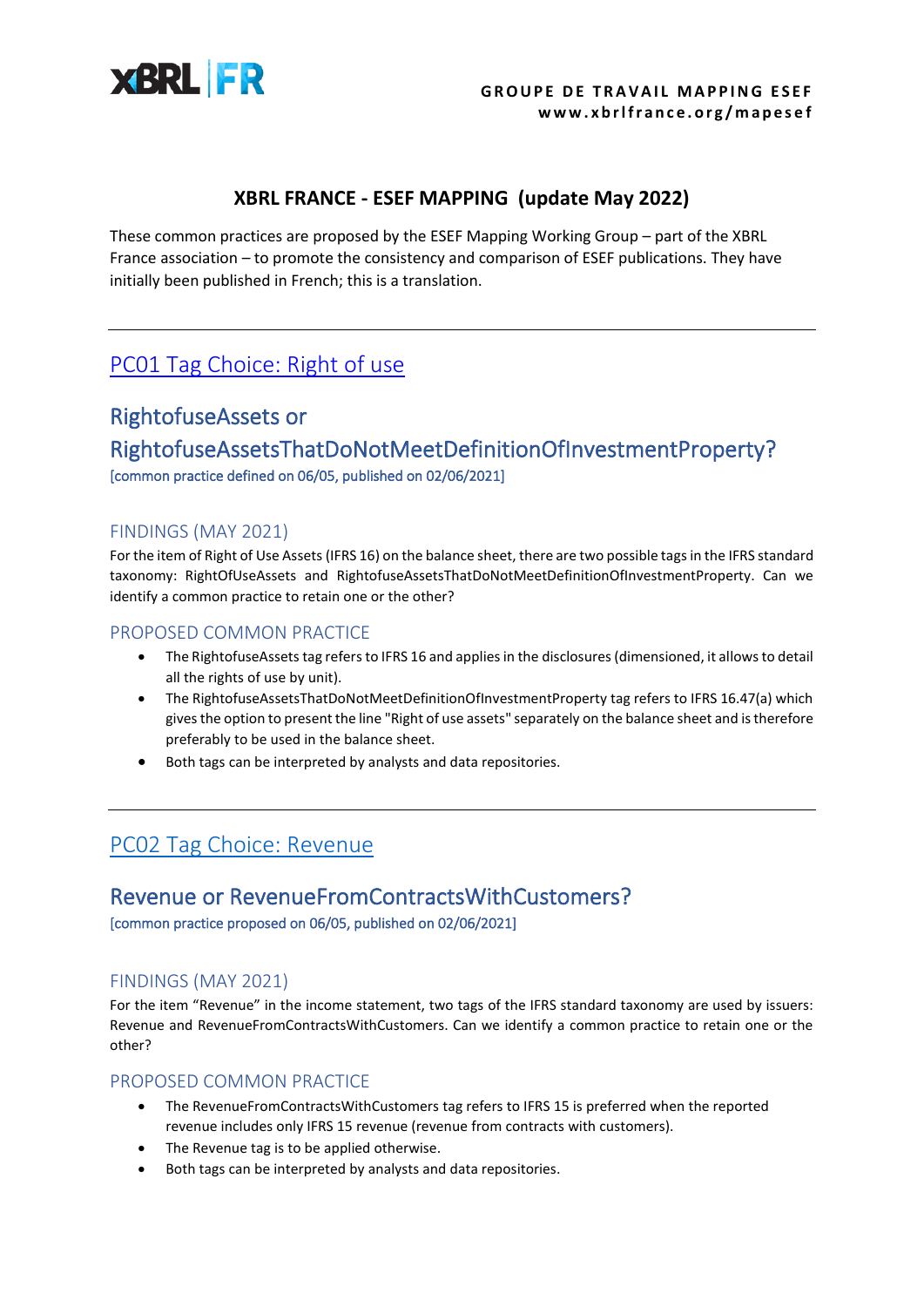GROUPE DE TRAVAIL MAPPING ESEF
www.xbrlfrance.org/mapesef

# XBRL FRANCE - ESEF MAPPING (update May 2022)

These common practices are proposed by the ESEF Mapping Working Group – part of the XBRL France association – to promote the consistency and comparison of ESEF publications. They have initially been published in French; this is a translation.

---

## PC01 Tag Choice: Right of use

### RightofuseAssets or RightofuseAssetsThatDoNotMeetDefinitionOfInvestmentProperty?

[common practice defined on 06/05, published on 02/06/2021]

#### FINDINGS (MAY 2021)

For the item of Right of Use Assets (IFRS 16) on the balance sheet, there are two possible tags in the IFRS standard taxonomy: RightOfUseAssets and RightofuseAssetsThatDoNotMeetDefinitionOfInvestmentProperty. Can we identify a common practice to retain one or the other?

#### PROPOSED COMMON PRACTICE

- The RightofuseAssets tag refers to IFRS 16 and applies in the disclosures (dimensioned, it allows to detail all the rights of use by unit).
- The RightofuseAssetsThatDoNotMeetDefinitionOfInvestmentProperty tag refers to IFRS 16.47(a) which gives the option to present the line "Right of use assets" separately on the balance sheet and is therefore preferably to be used in the balance sheet.
- Both tags can be interpreted by analysts and data repositories.

---

## PC02 Tag Choice: Revenue

### Revenue or RevenueFromContractsWithCustomers?

[common practice proposed on 06/05, published on 02/06/2021]

#### FINDINGS (MAY 2021)

For the item "Revenue" in the income statement, two tags of the IFRS standard taxonomy are used by issuers: Revenue and RevenueFromContractsWithCustomers. Can we identify a common practice to retain one or the other?

#### PROPOSED COMMON PRACTICE

- The RevenueFromContractsWithCustomers tag refers to IFRS 15 is preferred when the reported revenue includes only IFRS 15 revenue (revenue from contracts with customers).
- The Revenue tag is to be applied otherwise.
- Both tags can be interpreted by analysts and data repositories.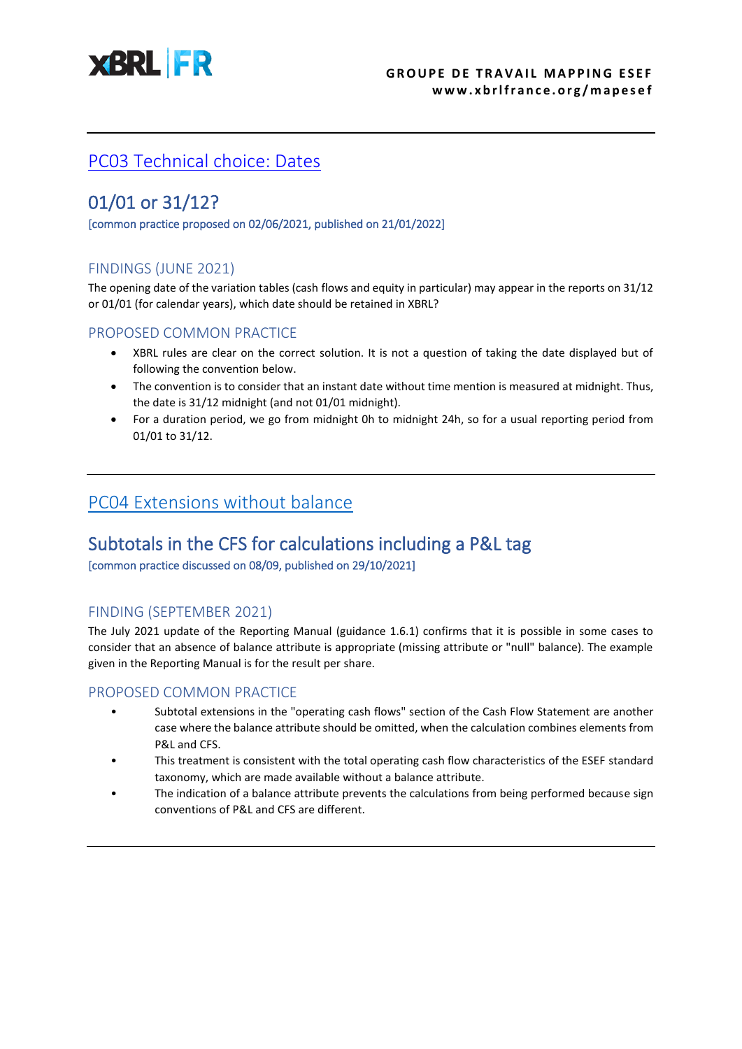## PC03 Technical choice: Dates

# 01/01 or 31/12?

[common practice proposed on 02/06/2021, published on 21/01/2022]

### FINDINGS (JUNE 2021)

The opening date of the variation tables (cash flows and equity in particular) may appear in the reports on 31/12 or 01/01 (for calendar years), which date should be retained in XBRL?

### PROPOSED COMMON PRACTICE

- XBRL rules are clear on the correct solution. It is not a question of taking the date displayed but of following the convention below.
- The convention is to consider that an instant date without time mention is measured at midnight. Thus, the date is 31/12 midnight (and not 01/01 midnight).
- For a duration period, we go from midnight 0h to midnight 24h, so for a usual reporting period from 01/01 to 31/12.

---

## PC04 Extensions without balance

# Subtotals in the CFS for calculations including a P&L tag

[common practice discussed on 08/09, published on 29/10/2021]

### FINDING (SEPTEMBER 2021)

The July 2021 update of the Reporting Manual (guidance 1.6.1) confirms that it is possible in some cases to consider that an absence of balance attribute is appropriate (missing attribute or "null" balance). The example given in the Reporting Manual is for the result per share.

### PROPOSED COMMON PRACTICE

- Subtotal extensions in the "operating cash flows" section of the Cash Flow Statement are another case where the balance attribute should be omitted, when the calculation combines elements from P&L and CFS.
- This treatment is consistent with the total operating cash flow characteristics of the ESEF standard taxonomy, which are made available without a balance attribute.
- The indication of a balance attribute prevents the calculations from being performed because sign conventions of P&L and CFS are different.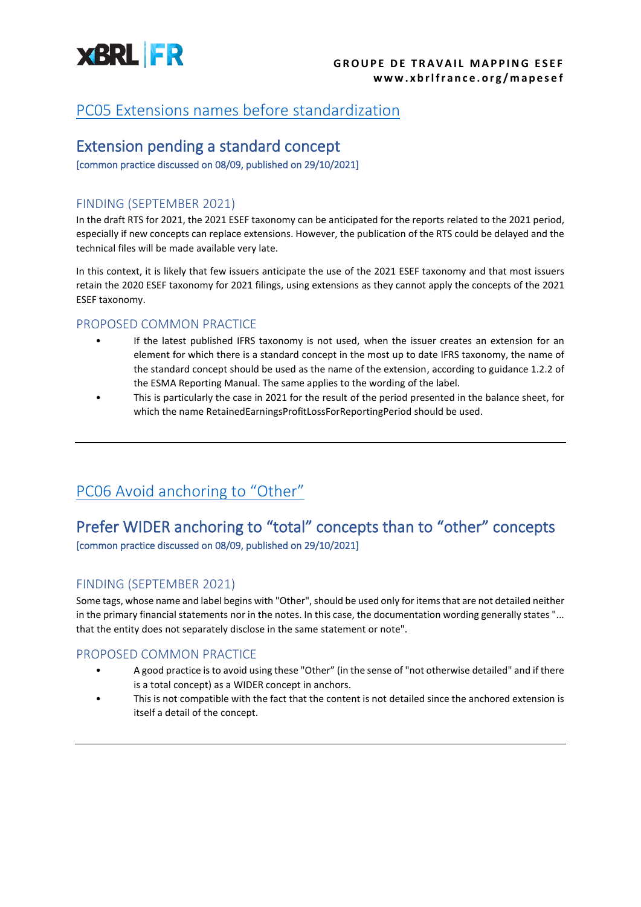## PC05 Extensions names before standardization

### Extension pending a standard concept

[common practice discussed on 08/09, published on 29/10/2021]

#### FINDING (SEPTEMBER 2021)

In the draft RTS for 2021, the 2021 ESEF taxonomy can be anticipated for the reports related to the 2021 period, especially if new concepts can replace extensions. However, the publication of the RTS could be delayed and the technical files will be made available very late.

In this context, it is likely that few issuers anticipate the use of the 2021 ESEF taxonomy and that most issuers retain the 2020 ESEF taxonomy for 2021 filings, using extensions as they cannot apply the concepts of the 2021 ESEF taxonomy.

#### PROPOSED COMMON PRACTICE

- If the latest published IFRS taxonomy is not used, when the issuer creates an extension for an element for which there is a standard concept in the most up to date IFRS taxonomy, the name of the standard concept should be used as the name of the extension, according to guidance 1.2.2 of the ESMA Reporting Manual. The same applies to the wording of the label.
- This is particularly the case in 2021 for the result of the period presented in the balance sheet, for which the name RetainedEarningsProfitLossForReportingPeriod should be used.

---

## PC06 Avoid anchoring to "Other"

### Prefer WIDER anchoring to "total" concepts than to "other" concepts

[common practice discussed on 08/09, published on 29/10/2021]

#### FINDING (SEPTEMBER 2021)

Some tags, whose name and label begins with "Other", should be used only for items that are not detailed neither in the primary financial statements nor in the notes. In this case, the documentation wording generally states "... that the entity does not separately disclose in the same statement or note".

#### PROPOSED COMMON PRACTICE

- A good practice is to avoid using these "Other" (in the sense of "not otherwise detailed" and if there is a total concept) as a WIDER concept in anchors.
- This is not compatible with the fact that the content is not detailed since the anchored extension is itself a detail of the concept.

---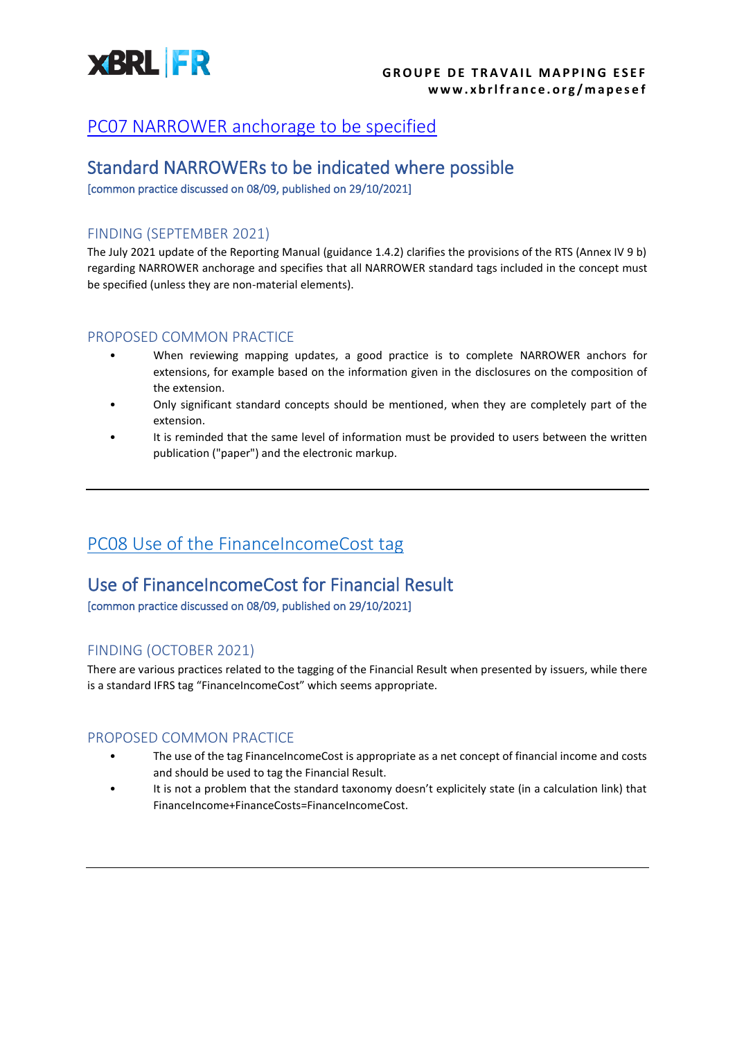## PC07 NARROWER anchorage to be specified

## Standard NARROWERs to be indicated where possible

[common practice discussed on 08/09, published on 29/10/2021]

### FINDING (SEPTEMBER 2021)

The July 2021 update of the Reporting Manual (guidance 1.4.2) clarifies the provisions of the RTS (Annex IV 9 b) regarding NARROWER anchorage and specifies that all NARROWER standard tags included in the concept must be specified (unless they are non-material elements).

### PROPOSED COMMON PRACTICE

- When reviewing mapping updates, a good practice is to complete NARROWER anchors for extensions, for example based on the information given in the disclosures on the composition of the extension.
- Only significant standard concepts should be mentioned, when they are completely part of the extension.
- It is reminded that the same level of information must be provided to users between the written publication ("paper") and the electronic markup.

---

## PC08 Use of the FinanceIncomeCost tag

## Use of FinanceIncomeCost for Financial Result

[common practice discussed on 08/09, published on 29/10/2021]

### FINDING (OCTOBER 2021)

There are various practices related to the tagging of the Financial Result when presented by issuers, while there is a standard IFRS tag "FinanceIncomeCost" which seems appropriate.

### PROPOSED COMMON PRACTICE

- The use of the tag FinanceIncomeCost is appropriate as a net concept of financial income and costs and should be used to tag the Financial Result.
- It is not a problem that the standard taxonomy doesn't explicitely state (in a calculation link) that FinanceIncome+FinanceCosts=FinanceIncomeCost.

---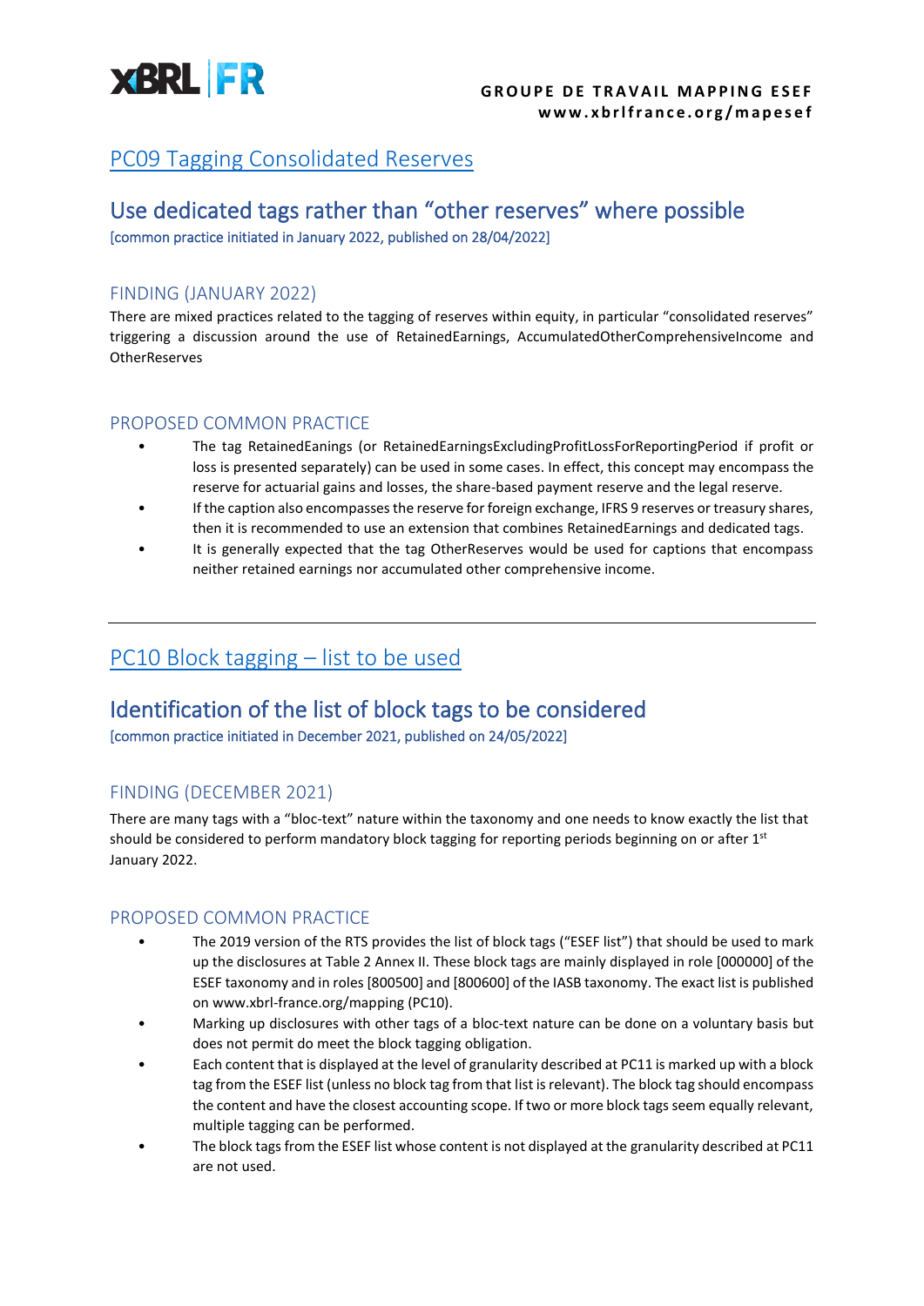## PC09 Tagging Consolidated Reserves

## Use dedicated tags rather than "other reserves" where possible

[common practice initiated in January 2022, published on 28/04/2022]

### FINDING (JANUARY 2022)

There are mixed practices related to the tagging of reserves within equity, in particular "consolidated reserves" triggering a discussion around the use of RetainedEarnings, AccumulatedOtherComprehensiveIncome and OtherReserves

### PROPOSED COMMON PRACTICE

- The tag RetainedEanings (or RetainedEarningsExcludingProfitLossForReportingPeriod if profit or loss is presented separately) can be used in some cases. In effect, this concept may encompass the reserve for actuarial gains and losses, the share-based payment reserve and the legal reserve.
- If the caption also encompasses the reserve for foreign exchange, IFRS 9 reserves or treasury shares, then it is recommended to use an extension that combines RetainedEarnings and dedicated tags.
- It is generally expected that the tag OtherReserves would be used for captions that encompass neither retained earnings nor accumulated other comprehensive income.

---

## PC10 Block tagging – list to be used

## Identification of the list of block tags to be considered

[common practice initiated in December 2021, published on 24/05/2022]

### FINDING (DECEMBER 2021)

There are many tags with a "bloc-text" nature within the taxonomy and one needs to know exactly the list that should be considered to perform mandatory block tagging for reporting periods beginning on or after 1st January 2022.

### PROPOSED COMMON PRACTICE

- The 2019 version of the RTS provides the list of block tags ("ESEF list") that should be used to mark up the disclosures at Table 2 Annex II. These block tags are mainly displayed in role [000000] of the ESEF taxonomy and in roles [800500] and [800600] of the IASB taxonomy. The exact list is published on www.xbrl-france.org/mapping (PC10).
- Marking up disclosures with other tags of a bloc-text nature can be done on a voluntary basis but does not permit do meet the block tagging obligation.
- Each content that is displayed at the level of granularity described at PC11 is marked up with a block tag from the ESEF list (unless no block tag from that list is relevant). The block tag should encompass the content and have the closest accounting scope. If two or more block tags seem equally relevant, multiple tagging can be performed.
- The block tags from the ESEF list whose content is not displayed at the granularity described at PC11 are not used.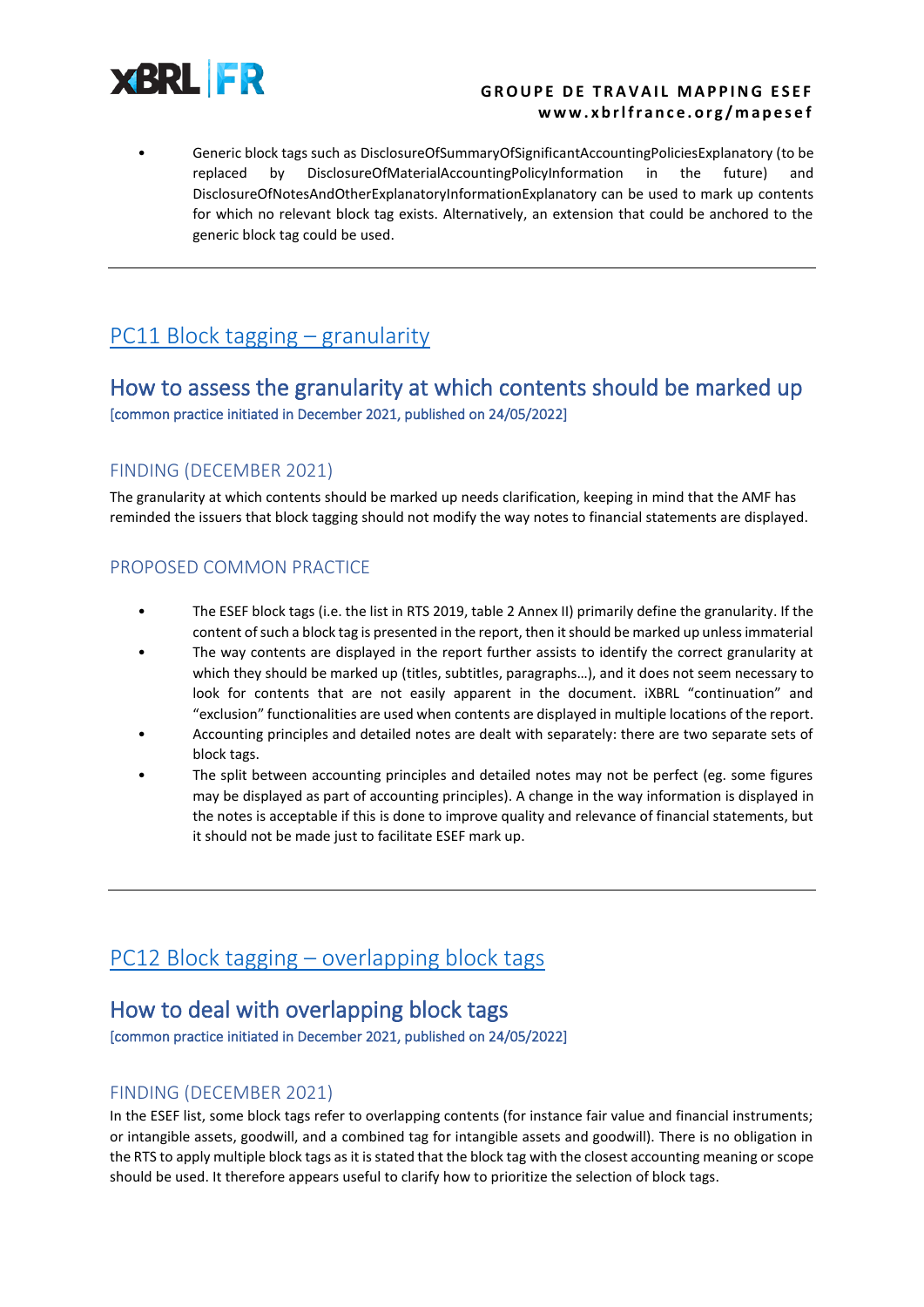- Generic block tags such as DisclosureOfSummaryOfSignificantAccountingPoliciesExplanatory (to be replaced by DisclosureOfMaterialAccountingPolicyInformation in the future) and DisclosureOfNotesAndOtherExplanatoryInformationExplanatory can be used to mark up contents for which no relevant block tag exists. Alternatively, an extension that could be anchored to the generic block tag could be used.

---

## PC11 Block tagging – granularity

## How to assess the granularity at which contents should be marked up

[common practice initiated in December 2021, published on 24/05/2022]

### FINDING (DECEMBER 2021)

The granularity at which contents should be marked up needs clarification, keeping in mind that the AMF has reminded the issuers that block tagging should not modify the way notes to financial statements are displayed.

### PROPOSED COMMON PRACTICE

- The ESEF block tags (i.e. the list in RTS 2019, table 2 Annex II) primarily define the granularity. If the content of such a block tag is presented in the report, then it should be marked up unless immaterial
- The way contents are displayed in the report further assists to identify the correct granularity at which they should be marked up (titles, subtitles, paragraphs…), and it does not seem necessary to look for contents that are not easily apparent in the document. iXBRL "continuation" and "exclusion" functionalities are used when contents are displayed in multiple locations of the report.
- Accounting principles and detailed notes are dealt with separately: there are two separate sets of block tags.
- The split between accounting principles and detailed notes may not be perfect (eg. some figures may be displayed as part of accounting principles). A change in the way information is displayed in the notes is acceptable if this is done to improve quality and relevance of financial statements, but it should not be made just to facilitate ESEF mark up.

---

## PC12 Block tagging – overlapping block tags

## How to deal with overlapping block tags

[common practice initiated in December 2021, published on 24/05/2022]

### FINDING (DECEMBER 2021)

In the ESEF list, some block tags refer to overlapping contents (for instance fair value and financial instruments; or intangible assets, goodwill, and a combined tag for intangible assets and goodwill). There is no obligation in the RTS to apply multiple block tags as it is stated that the block tag with the closest accounting meaning or scope should be used. It therefore appears useful to clarify how to prioritize the selection of block tags.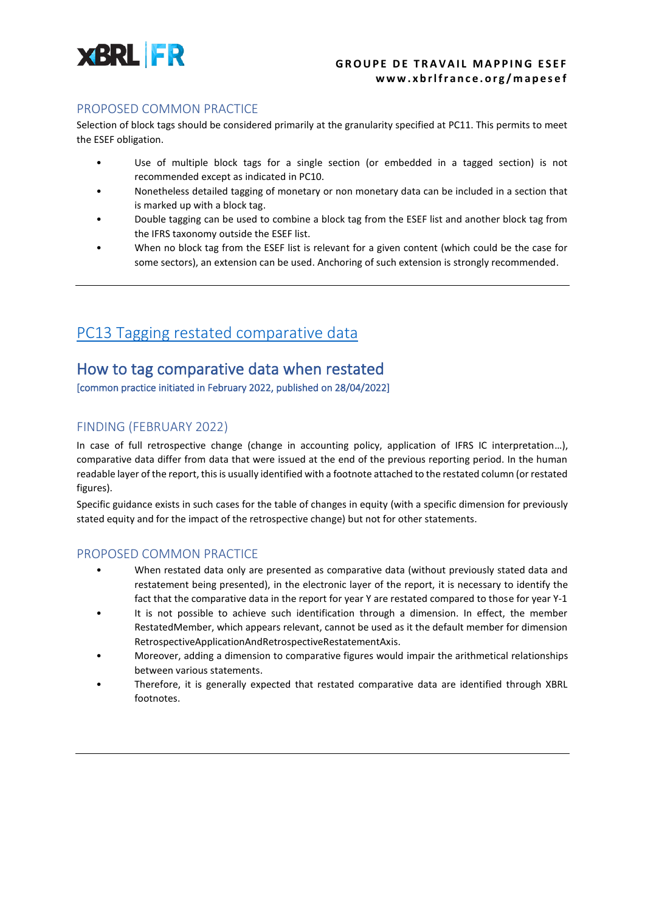## PROPOSED COMMON PRACTICE

Selection of block tags should be considered primarily at the granularity specified at PC11. This permits to meet the ESEF obligation.

- Use of multiple block tags for a single section (or embedded in a tagged section) is not recommended except as indicated in PC10.
- Nonetheless detailed tagging of monetary or non monetary data can be included in a section that is marked up with a block tag.
- Double tagging can be used to combine a block tag from the ESEF list and another block tag from the IFRS taxonomy outside the ESEF list.
- When no block tag from the ESEF list is relevant for a given content (which could be the case for some sectors), an extension can be used. Anchoring of such extension is strongly recommended.

---

# PC13 Tagging restated comparative data

## How to tag comparative data when restated

[common practice initiated in February 2022, published on 28/04/2022]

### FINDING (FEBRUARY 2022)

In case of full retrospective change (change in accounting policy, application of IFRS IC interpretation…), comparative data differ from data that were issued at the end of the previous reporting period. In the human readable layer of the report, this is usually identified with a footnote attached to the restated column (or restated figures).

Specific guidance exists in such cases for the table of changes in equity (with a specific dimension for previously stated equity and for the impact of the retrospective change) but not for other statements.

### PROPOSED COMMON PRACTICE

- When restated data only are presented as comparative data (without previously stated data and restatement being presented), in the electronic layer of the report, it is necessary to identify the fact that the comparative data in the report for year Y are restated compared to those for year Y-1
- It is not possible to achieve such identification through a dimension. In effect, the member RestatedMember, which appears relevant, cannot be used as it the default member for dimension RetrospectiveApplicationAndRetrospectiveRestatementAxis.
- Moreover, adding a dimension to comparative figures would impair the arithmetical relationships between various statements.
- Therefore, it is generally expected that restated comparative data are identified through XBRL footnotes.

---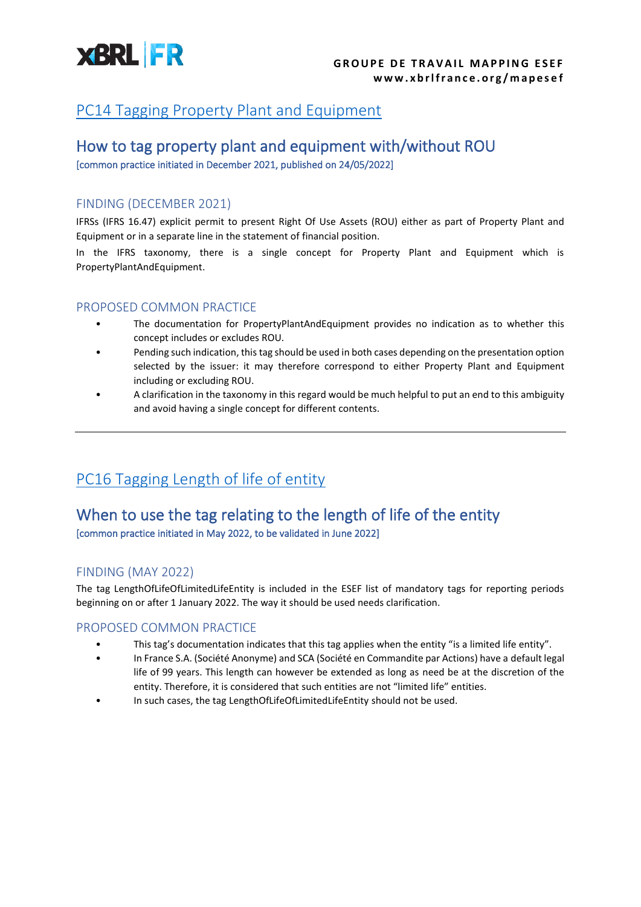## PC14 Tagging Property Plant and Equipment

# How to tag property plant and equipment with/without ROU

[common practice initiated in December 2021, published on 24/05/2022]

### FINDING (DECEMBER 2021)

IFRSs (IFRS 16.47) explicit permit to present Right Of Use Assets (ROU) either as part of Property Plant and Equipment or in a separate line in the statement of financial position.

In the IFRS taxonomy, there is a single concept for Property Plant and Equipment which is PropertyPlantAndEquipment.

### PROPOSED COMMON PRACTICE

- The documentation for PropertyPlantAndEquipment provides no indication as to whether this concept includes or excludes ROU.
- Pending such indication, this tag should be used in both cases depending on the presentation option selected by the issuer: it may therefore correspond to either Property Plant and Equipment including or excluding ROU.
- A clarification in the taxonomy in this regard would be much helpful to put an end to this ambiguity and avoid having a single concept for different contents.

---

## PC16 Tagging Length of life of entity

# When to use the tag relating to the length of life of the entity

[common practice initiated in May 2022, to be validated in June 2022]

### FINDING (MAY 2022)

The tag LengthOfLifeOfLimitedLifeEntity is included in the ESEF list of mandatory tags for reporting periods beginning on or after 1 January 2022. The way it should be used needs clarification.

### PROPOSED COMMON PRACTICE

- This tag's documentation indicates that this tag applies when the entity "is a limited life entity".
- In France S.A. (Société Anonyme) and SCA (Société en Commandite par Actions) have a default legal life of 99 years. This length can however be extended as long as need be at the discretion of the entity. Therefore, it is considered that such entities are not "limited life" entities.
- In such cases, the tag LengthOfLifeOfLimitedLifeEntity should not be used.